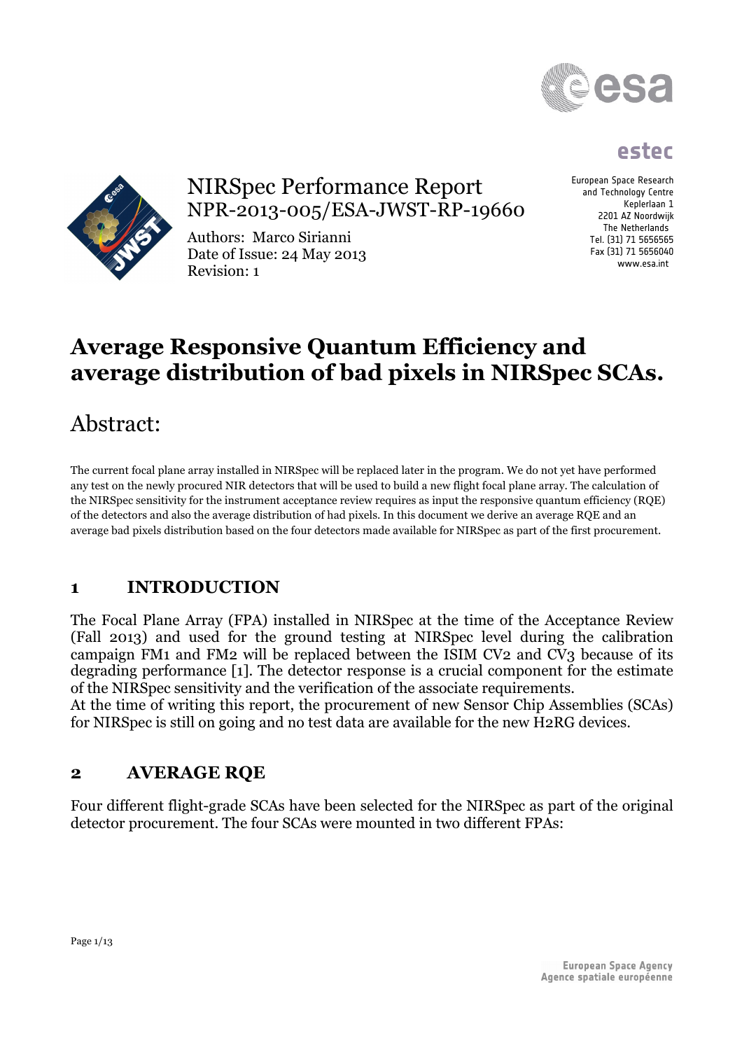NIRSpec Performance Report
NPR-2013-005/ESA-JWST-RP-19660

Authors: Marco Sirianni
Date of Issue: 24 May 2013
Revision: 1

European Space Research and Technology Centre
Keplerlaan 1
2201 AZ Noordwijk
The Netherlands
Tel. (31) 71 5656565
Fax (31) 71 5656040
www.esa.int

# Average Responsive Quantum Efficiency and average distribution of bad pixels in NIRSpec SCAs.

## Abstract:

The current focal plane array installed in NIRSpec will be replaced later in the program. We do not yet have performed any test on the newly procured NIR detectors that will be used to build a new flight focal plane array. The calculation of the NIRSpec sensitivity for the instrument acceptance review requires as input the responsive quantum efficiency (RQE) of the detectors and also the average distribution of had pixels. In this document we derive an average RQE and an average bad pixels distribution based on the four detectors made available for NIRSpec as part of the first procurement.

## 1 INTRODUCTION

The Focal Plane Array (FPA) installed in NIRSpec at the time of the Acceptance Review (Fall 2013) and used for the ground testing at NIRSpec level during the calibration campaign FM1 and FM2 will be replaced between the ISIM CV2 and CV3 because of its degrading performance [1]. The detector response is a crucial component for the estimate of the NIRSpec sensitivity and the verification of the associate requirements.
At the time of writing this report, the procurement of new Sensor Chip Assemblies (SCAs) for NIRSpec is still on going and no test data are available for the new H2RG devices.

## 2 AVERAGE RQE

Four different flight-grade SCAs have been selected for the NIRSpec as part of the original detector procurement. The four SCAs were mounted in two different FPAs: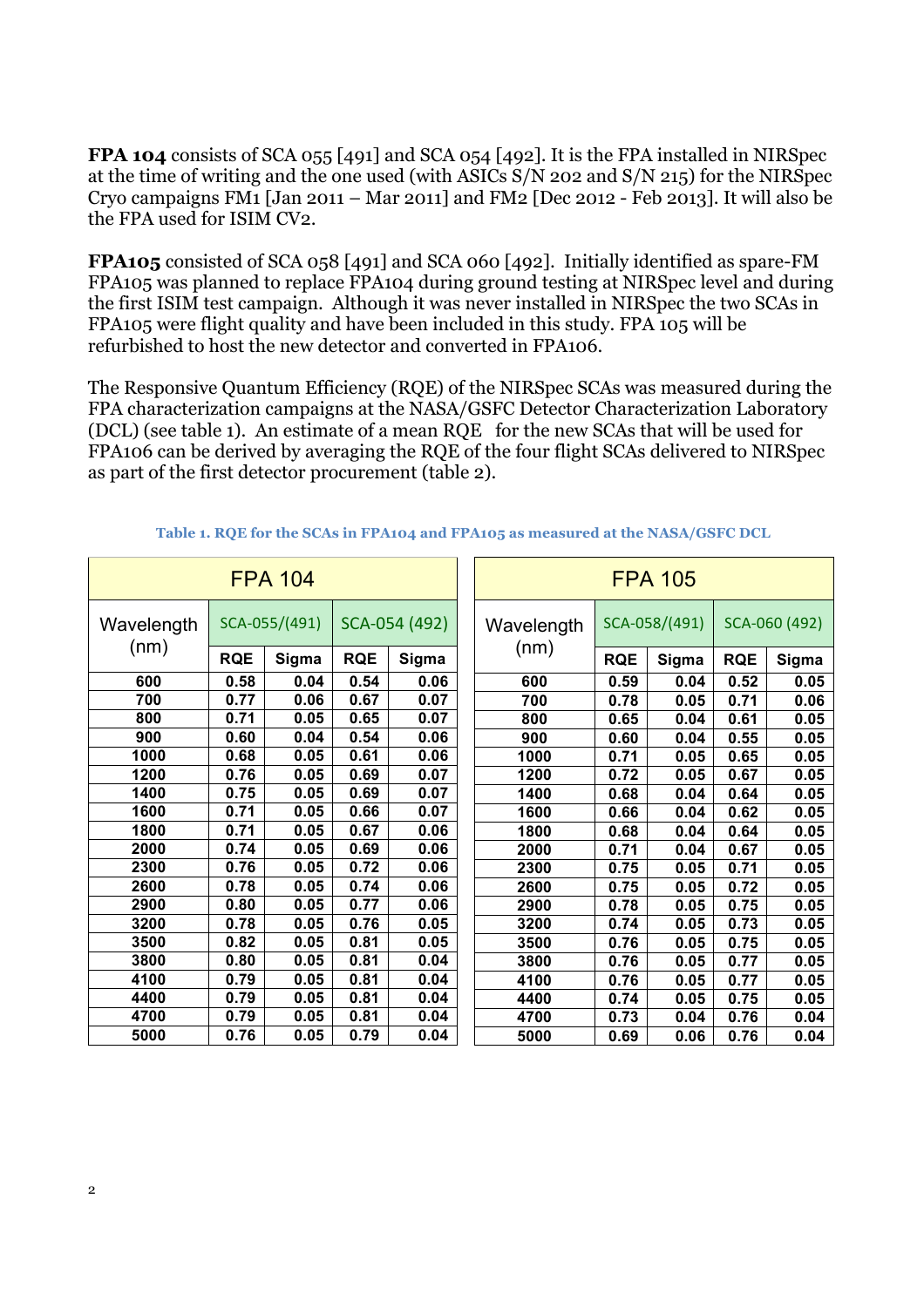**FPA 104** consists of SCA 055 [491] and SCA 054 [492]. It is the FPA installed in NIRSpec at the time of writing and the one used (with ASICs S/N 202 and S/N 215) for the NIRSpec Cryo campaigns FM1 [Jan 2011 – Mar 2011] and FM2 [Dec 2012 - Feb 2013]. It will also be the FPA used for ISIM CV2.

**FPA105** consisted of SCA 058 [491] and SCA 060 [492]. Initially identified as spare-FM FPA105 was planned to replace FPA104 during ground testing at NIRSpec level and during the first ISIM test campaign. Although it was never installed in NIRSpec the two SCAs in FPA105 were flight quality and have been included in this study. FPA 105 will be refurbished to host the new detector and converted in FPA106.

The Responsive Quantum Efficiency (RQE) of the NIRSpec SCAs was measured during the FPA characterization campaigns at the NASA/GSFC Detector Characterization Laboratory (DCL) (see table 1). An estimate of a mean RQE for the new SCAs that will be used for FPA106 can be derived by averaging the RQE of the four flight SCAs delivered to NIRSpec as part of the first detector procurement (table 2).

**Table 1. RQE for the SCAs in FPA104 and FPA105 as measured at the NASA/GSFC DCL**

| FPA 104 | | | | |
|---|---|---|---|---|
| Wavelength (nm) | SCA-055/(491) | | SCA-054 (492) | |
| | RQE | Sigma | RQE | Sigma |
| 600 | 0.58 | 0.04 | 0.54 | 0.06 |
| 700 | 0.77 | 0.06 | 0.67 | 0.07 |
| 800 | 0.71 | 0.05 | 0.65 | 0.07 |
| 900 | 0.60 | 0.04 | 0.54 | 0.06 |
| 1000 | 0.68 | 0.05 | 0.61 | 0.06 |
| 1200 | 0.76 | 0.05 | 0.69 | 0.07 |
| 1400 | 0.75 | 0.05 | 0.69 | 0.07 |
| 1600 | 0.71 | 0.05 | 0.66 | 0.07 |
| 1800 | 0.71 | 0.05 | 0.67 | 0.06 |
| 2000 | 0.74 | 0.05 | 0.69 | 0.06 |
| 2300 | 0.76 | 0.05 | 0.72 | 0.06 |
| 2600 | 0.78 | 0.05 | 0.74 | 0.06 |
| 2900 | 0.80 | 0.05 | 0.77 | 0.06 |
| 3200 | 0.78 | 0.05 | 0.76 | 0.05 |
| 3500 | 0.82 | 0.05 | 0.81 | 0.05 |
| 3800 | 0.80 | 0.05 | 0.81 | 0.04 |
| 4100 | 0.79 | 0.05 | 0.81 | 0.04 |
| 4400 | 0.79 | 0.05 | 0.81 | 0.04 |
| 4700 | 0.79 | 0.05 | 0.81 | 0.04 |
| 5000 | 0.76 | 0.05 | 0.79 | 0.04 |

| FPA 105 | | | | |
|---|---|---|---|---|
| Wavelength (nm) | SCA-058/(491) | | SCA-060 (492) | |
| | RQE | Sigma | RQE | Sigma |
| 600 | 0.59 | 0.04 | 0.52 | 0.05 |
| 700 | 0.78 | 0.05 | 0.71 | 0.06 |
| 800 | 0.65 | 0.04 | 0.61 | 0.05 |
| 900 | 0.60 | 0.04 | 0.55 | 0.05 |
| 1000 | 0.71 | 0.05 | 0.65 | 0.05 |
| 1200 | 0.72 | 0.05 | 0.67 | 0.05 |
| 1400 | 0.68 | 0.04 | 0.64 | 0.05 |
| 1600 | 0.66 | 0.04 | 0.62 | 0.05 |
| 1800 | 0.68 | 0.04 | 0.64 | 0.05 |
| 2000 | 0.71 | 0.04 | 0.67 | 0.05 |
| 2300 | 0.75 | 0.05 | 0.71 | 0.05 |
| 2600 | 0.75 | 0.05 | 0.72 | 0.05 |
| 2900 | 0.78 | 0.05 | 0.75 | 0.05 |
| 3200 | 0.74 | 0.05 | 0.73 | 0.05 |
| 3500 | 0.76 | 0.05 | 0.75 | 0.05 |
| 3800 | 0.76 | 0.05 | 0.77 | 0.05 |
| 4100 | 0.76 | 0.05 | 0.77 | 0.05 |
| 4400 | 0.74 | 0.05 | 0.75 | 0.05 |
| 4700 | 0.73 | 0.04 | 0.76 | 0.04 |
| 5000 | 0.69 | 0.06 | 0.76 | 0.04 |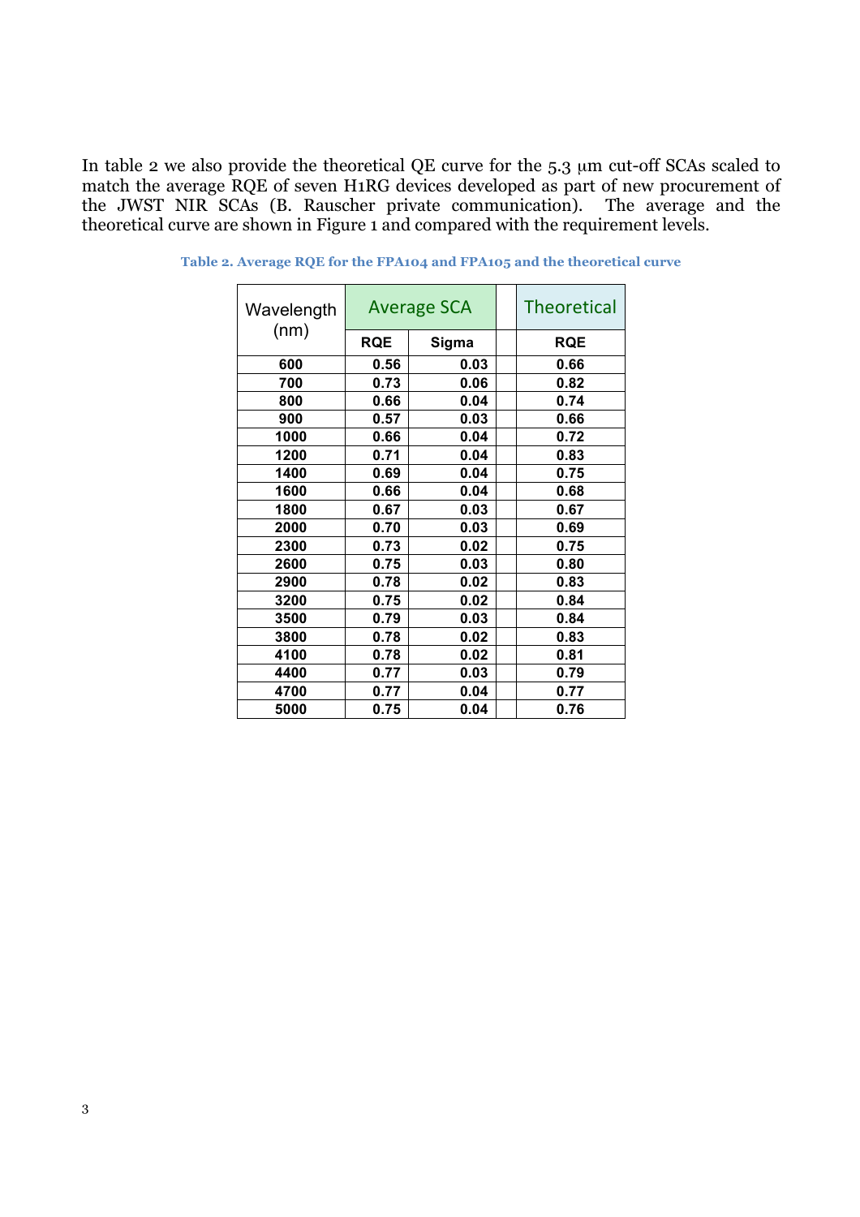In table 2 we also provide the theoretical QE curve for the 5.3 μm cut-off SCAs scaled to match the average RQE of seven H1RG devices developed as part of new procurement of the JWST NIR SCAs (B. Rauscher private communication). The average and the theoretical curve are shown in Figure 1 and compared with the requirement levels.

**Table 2. Average RQE for the FPA104 and FPA105 and the theoretical curve**

| Wavelength (nm) | Average SCA | | | Theoretical |
|---|---|---|---|---|
| | **RQE** | **Sigma** | | **RQE** |
| **600** | **0.56** | **0.03** | | **0.66** |
| **700** | **0.73** | **0.06** | | **0.82** |
| **800** | **0.66** | **0.04** | | **0.74** |
| **900** | **0.57** | **0.03** | | **0.66** |
| **1000** | **0.66** | **0.04** | | **0.72** |
| **1200** | **0.71** | **0.04** | | **0.83** |
| **1400** | **0.69** | **0.04** | | **0.75** |
| **1600** | **0.66** | **0.04** | | **0.68** |
| **1800** | **0.67** | **0.03** | | **0.67** |
| **2000** | **0.70** | **0.03** | | **0.69** |
| **2300** | **0.73** | **0.02** | | **0.75** |
| **2600** | **0.75** | **0.03** | | **0.80** |
| **2900** | **0.78** | **0.02** | | **0.83** |
| **3200** | **0.75** | **0.02** | | **0.84** |
| **3500** | **0.79** | **0.03** | | **0.84** |
| **3800** | **0.78** | **0.02** | | **0.83** |
| **4100** | **0.78** | **0.02** | | **0.81** |
| **4400** | **0.77** | **0.03** | | **0.79** |
| **4700** | **0.77** | **0.04** | | **0.77** |
| **5000** | **0.75** | **0.04** | | **0.76** |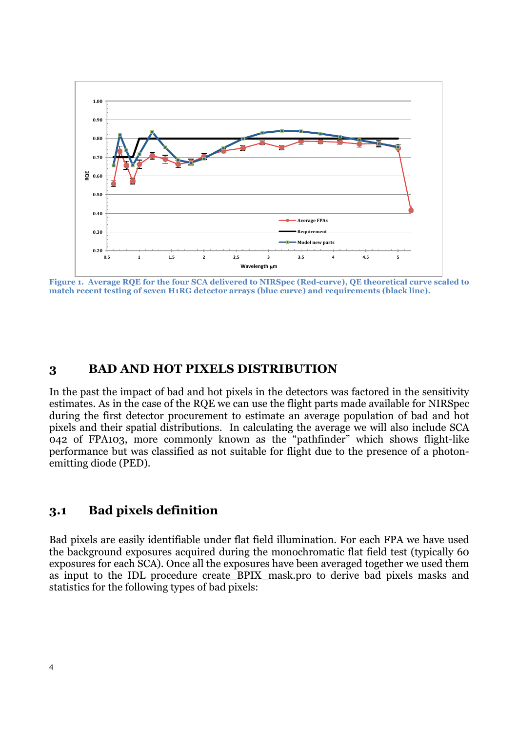Figure 1. Average RQE for the four SCA delivered to NIRSpec (Red-curve), QE theoretical curve scaled to match recent testing of seven H1RG detector arrays (blue curve) and requirements (black line).

## 3 BAD AND HOT PIXELS DISTRIBUTION

In the past the impact of bad and hot pixels in the detectors was factored in the sensitivity estimates. As in the case of the RQE we can use the flight parts made available for NIRSpec during the first detector procurement to estimate an average population of bad and hot pixels and their spatial distributions. In calculating the average we will also include SCA 042 of FPA103, more commonly known as the "pathfinder" which shows flight-like performance but was classified as not suitable for flight due to the presence of a photon-emitting diode (PED).

### 3.1 Bad pixels definition

Bad pixels are easily identifiable under flat field illumination. For each FPA we have used the background exposures acquired during the monochromatic flat field test (typically 60 exposures for each SCA). Once all the exposures have been averaged together we used them as input to the IDL procedure create_BPIX_mask.pro to derive bad pixels masks and statistics for the following types of bad pixels: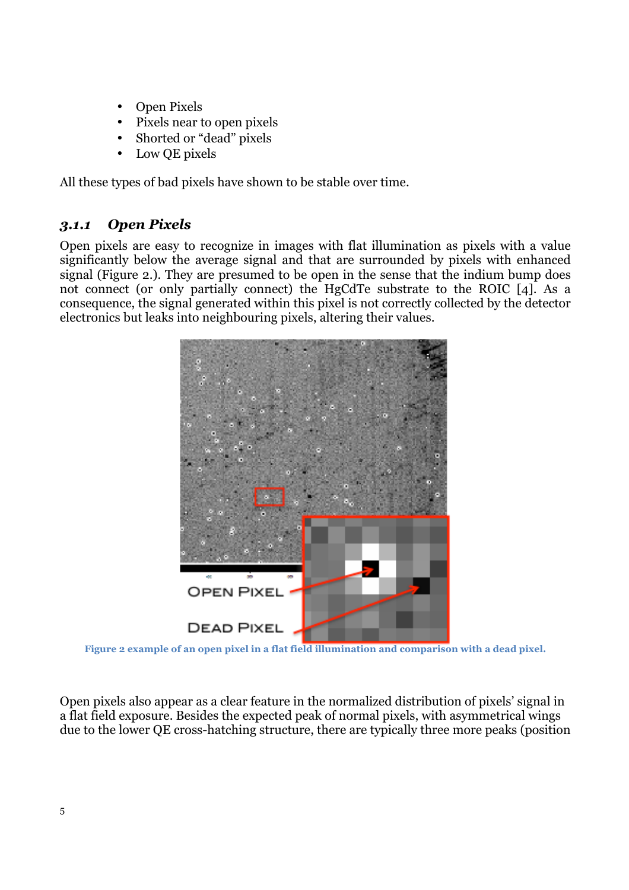- Open Pixels
- Pixels near to open pixels
- Shorted or "dead" pixels
- Low QE pixels

All these types of bad pixels have shown to be stable over time.

### *3.1.1 Open Pixels*

Open pixels are easy to recognize in images with flat illumination as pixels with a value significantly below the average signal and that are surrounded by pixels with enhanced signal (Figure 2.). They are presumed to be open in the sense that the indium bump does not connect (or only partially connect) the HgCdTe substrate to the ROIC [4]. As a consequence, the signal generated within this pixel is not correctly collected by the detector electronics but leaks into neighbouring pixels, altering their values.

Figure 2 example of an open pixel in a flat field illumination and comparison with a dead pixel.

Open pixels also appear as a clear feature in the normalized distribution of pixels' signal in a flat field exposure. Besides the expected peak of normal pixels, with asymmetrical wings due to the lower QE cross-hatching structure, there are typically three more peaks (position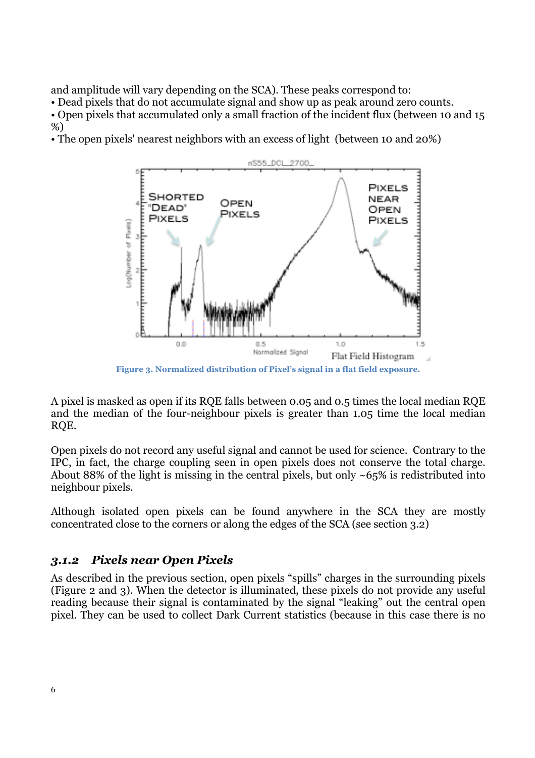and amplitude will vary depending on the SCA). These peaks correspond to:

- Dead pixels that do not accumulate signal and show up as peak around zero counts.
- Open pixels that accumulated only a small fraction of the incident flux (between 10 and 15 %)
- The open pixels' nearest neighbors with an excess of light (between 10 and 20%)

**Figure 3. Normalized distribution of Pixel's signal in a flat field exposure.**

A pixel is masked as open if its RQE falls between 0.05 and 0.5 times the local median RQE and the median of the four-neighbour pixels is greater than 1.05 time the local median RQE.

Open pixels do not record any useful signal and cannot be used for science. Contrary to the IPC, in fact, the charge coupling seen in open pixels does not conserve the total charge. About 88% of the light is missing in the central pixels, but only ~65% is redistributed into neighbour pixels.

Although isolated open pixels can be found anywhere in the SCA they are mostly concentrated close to the corners or along the edges of the SCA (see section 3.2)

### *3.1.2 Pixels near Open Pixels*

As described in the previous section, open pixels "spills" charges in the surrounding pixels (Figure 2 and 3). When the detector is illuminated, these pixels do not provide any useful reading because their signal is contaminated by the signal "leaking" out the central open pixel. They can be used to collect Dark Current statistics (because in this case there is no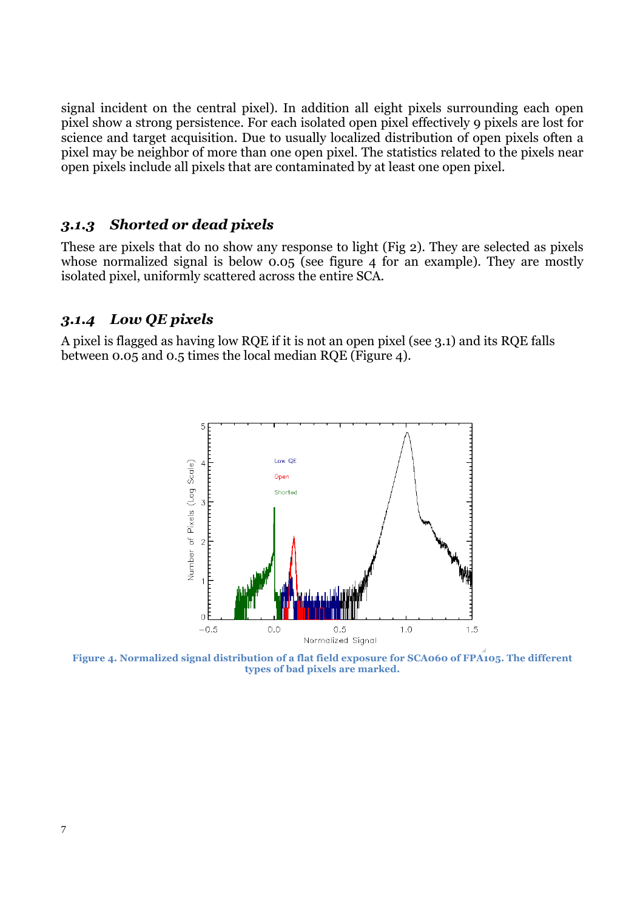signal incident on the central pixel). In addition all eight pixels surrounding each open pixel show a strong persistence. For each isolated open pixel effectively 9 pixels are lost for science and target acquisition. Due to usually localized distribution of open pixels often a pixel may be neighbor of more than one open pixel. The statistics related to the pixels near open pixels include all pixels that are contaminated by at least one open pixel.

### *3.1.3 Shorted or dead pixels*

These are pixels that do no show any response to light (Fig 2). They are selected as pixels whose normalized signal is below 0.05 (see figure 4 for an example). They are mostly isolated pixel, uniformly scattered across the entire SCA.

### *3.1.4 Low QE pixels*

A pixel is flagged as having low RQE if it is not an open pixel (see 3.1) and its RQE falls between 0.05 and 0.5 times the local median RQE (Figure 4).

**Figure 4. Normalized signal distribution of a flat field exposure for SCA060 of FPA105. The different types of bad pixels are marked.**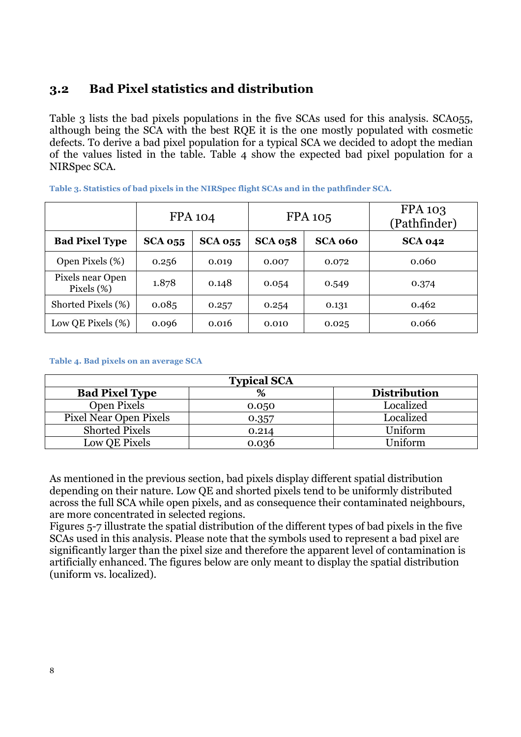## 3.2 Bad Pixel statistics and distribution

Table 3 lists the bad pixels populations in the five SCAs used for this analysis. SCA055, although being the SCA with the best RQE it is the one mostly populated with cosmetic defects. To derive a bad pixel population for a typical SCA we decided to adopt the median of the values listed in the table. Table 4 show the expected bad pixel population for a NIRSpec SCA.

**Table 3. Statistics of bad pixels in the NIRSpec flight SCAs and in the pathfinder SCA.**

| | FPA 104 | | FPA 105 | | FPA 103 (Pathfinder) |
|---|---|---|---|---|---|
| **Bad Pixel Type** | **SCA 055** | **SCA 055** | **SCA 058** | **SCA 060** | **SCA 042** |
| Open Pixels (%) | 0.256 | 0.019 | 0.007 | 0.072 | 0.060 |
| Pixels near Open Pixels (%) | 1.878 | 0.148 | 0.054 | 0.549 | 0.374 |
| Shorted Pixels (%) | 0.085 | 0.257 | 0.254 | 0.131 | 0.462 |
| Low QE Pixels (%) | 0.096 | 0.016 | 0.010 | 0.025 | 0.066 |

**Table 4. Bad pixels on an average SCA**

| Typical SCA | | |
|---|---|---|
| **Bad Pixel Type** | **%** | **Distribution** |
| Open Pixels | 0.050 | Localized |
| Pixel Near Open Pixels | 0.357 | Localized |
| Shorted Pixels | 0.214 | Uniform |
| Low QE Pixels | 0.036 | Uniform |

As mentioned in the previous section, bad pixels display different spatial distribution depending on their nature. Low QE and shorted pixels tend to be uniformly distributed across the full SCA while open pixels, and as consequence their contaminated neighbours, are more concentrated in selected regions.
Figures 5-7 illustrate the spatial distribution of the different types of bad pixels in the five SCAs used in this analysis. Please note that the symbols used to represent a bad pixel are significantly larger than the pixel size and therefore the apparent level of contamination is artificially enhanced. The figures below are only meant to display the spatial distribution (uniform vs. localized).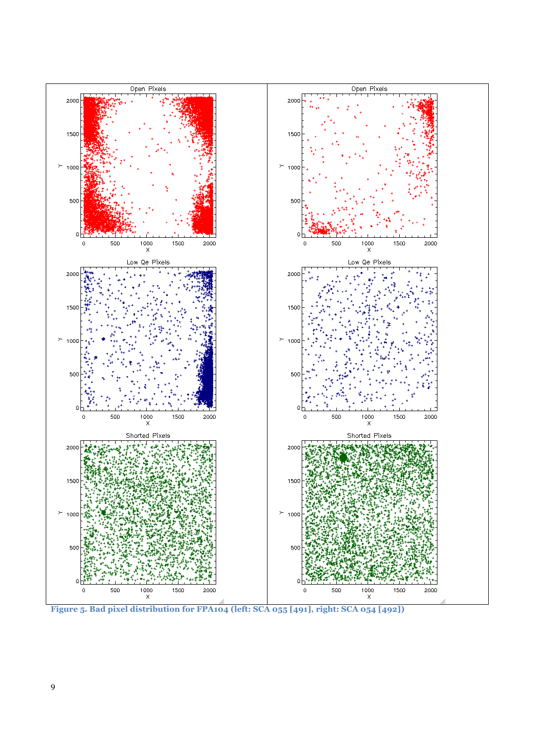Figure 5. Bad pixel distribution for FPA104 (left: SCA 055 [491], right: SCA 054 [492])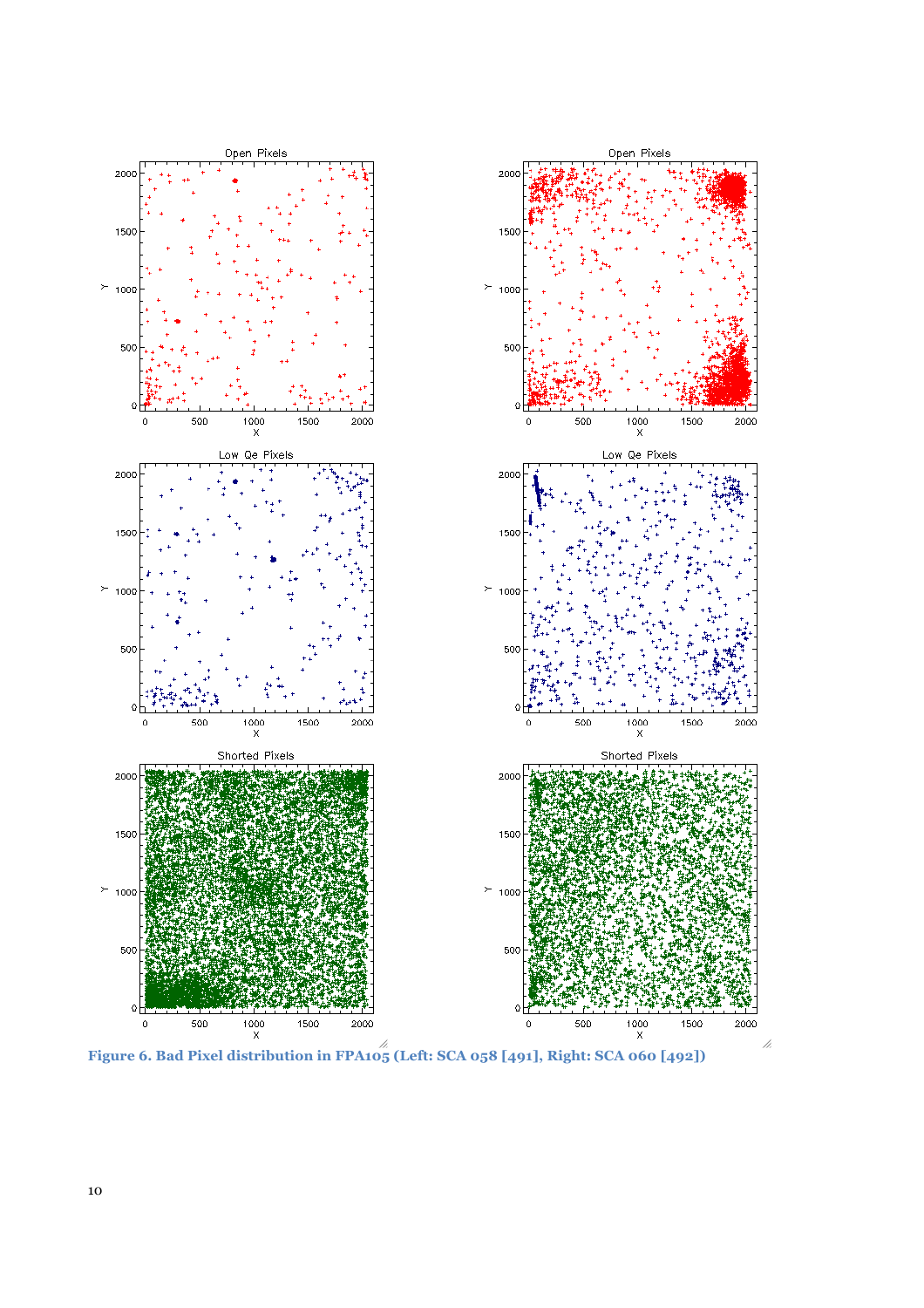**Figure 6. Bad Pixel distribution in FPA105 (Left: SCA 058 [491], Right: SCA 060 [492])**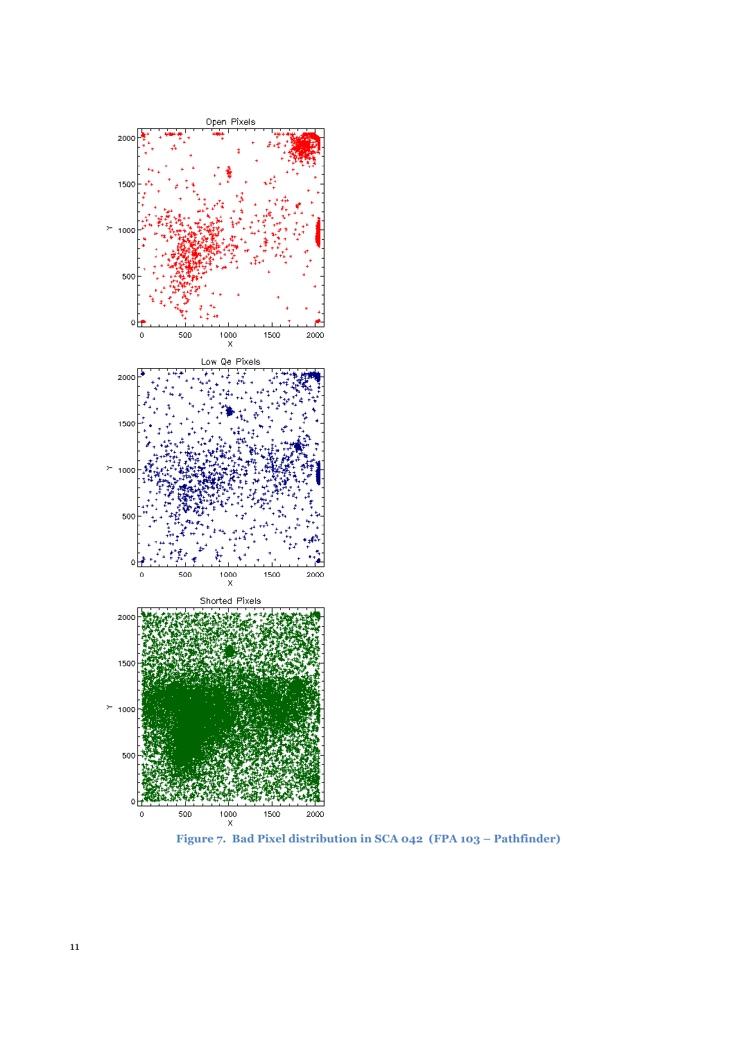**Figure 7. Bad Pixel distribution in SCA 042 (FPA 103 – Pathfinder)**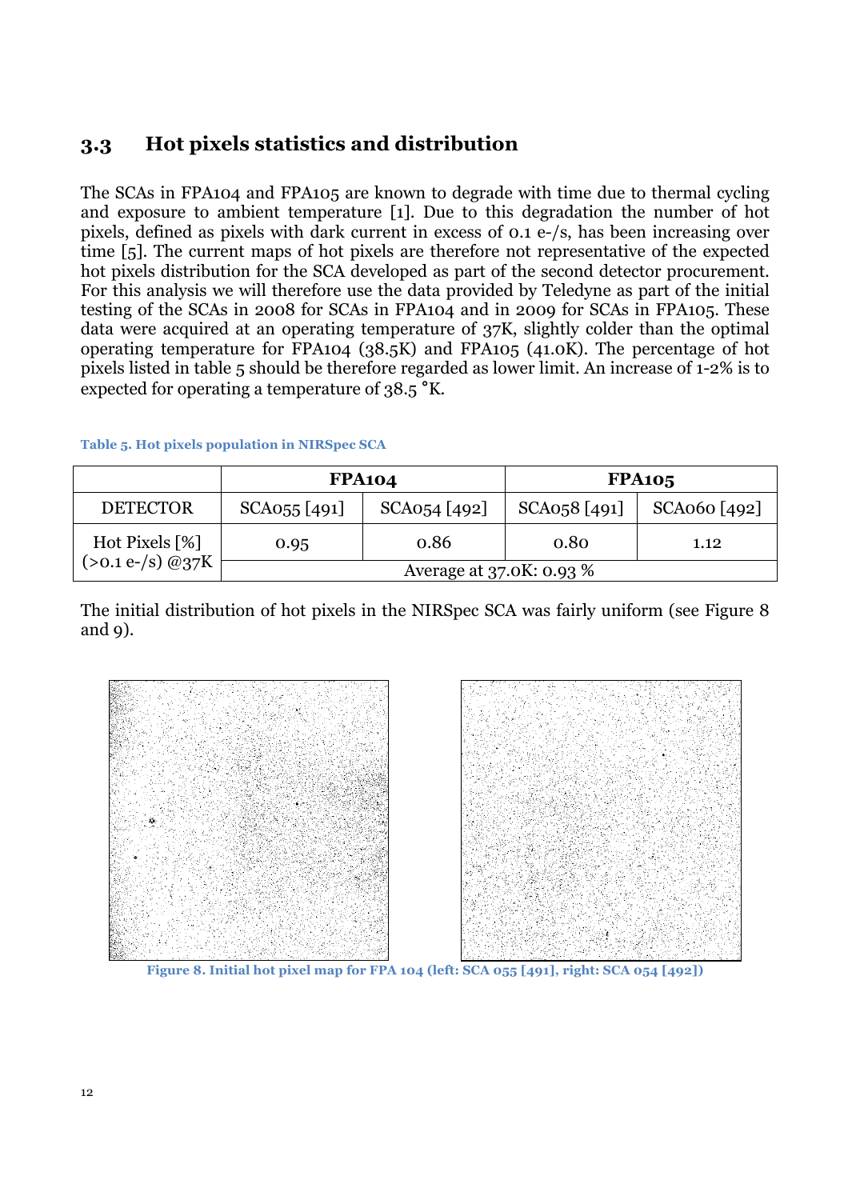## 3.3 Hot pixels statistics and distribution

The SCAs in FPA104 and FPA105 are known to degrade with time due to thermal cycling and exposure to ambient temperature [1]. Due to this degradation the number of hot pixels, defined as pixels with dark current in excess of 0.1 e-/s, has been increasing over time [5]. The current maps of hot pixels are therefore not representative of the expected hot pixels distribution for the SCA developed as part of the second detector procurement. For this analysis we will therefore use the data provided by Teledyne as part of the initial testing of the SCAs in 2008 for SCAs in FPA104 and in 2009 for SCAs in FPA105. These data were acquired at an operating temperature of 37K, slightly colder than the optimal operating temperature for FPA104 (38.5K) and FPA105 (41.0K). The percentage of hot pixels listed in table 5 should be therefore regarded as lower limit. An increase of 1-2% is to expected for operating a temperature of 38.5 °K.

**Table 5. Hot pixels population in NIRSpec SCA**

| | **FPA104** | | **FPA105** | |
|---|---|---|---|---|
| DETECTOR | SCA055 [491] | SCA054 [492] | SCA058 [491] | SCA060 [492] |
| Hot Pixels [%] (>0.1 e-/s) @37K | 0.95 | 0.86 | 0.80 | 1.12 |
| | Average at 37.0K: 0.93 % | | | |

The initial distribution of hot pixels in the NIRSpec SCA was fairly uniform (see Figure 8 and 9).

**Figure 8. Initial hot pixel map for FPA 104 (left: SCA 055 [491], right: SCA 054 [492])**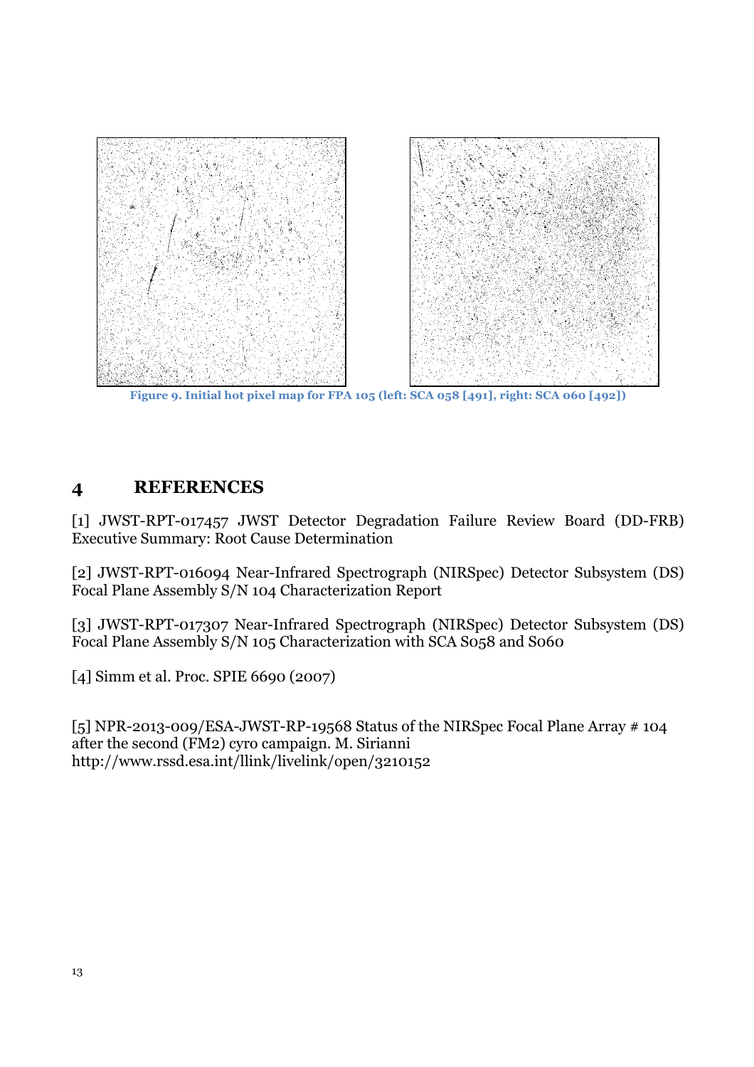Figure 9. Initial hot pixel map for FPA 105 (left: SCA 058 [491], right: SCA 060 [492])

# 4 REFERENCES

[1] JWST-RPT-017457 JWST Detector Degradation Failure Review Board (DD-FRB) Executive Summary: Root Cause Determination

[2] JWST-RPT-016094 Near-Infrared Spectrograph (NIRSpec) Detector Subsystem (DS) Focal Plane Assembly S/N 104 Characterization Report

[3] JWST-RPT-017307 Near-Infrared Spectrograph (NIRSpec) Detector Subsystem (DS) Focal Plane Assembly S/N 105 Characterization with SCA S058 and S060

[4] Simm et al. Proc. SPIE 6690 (2007)

[5] NPR-2013-009/ESA-JWST-RP-19568 Status of the NIRSpec Focal Plane Array # 104 after the second (FM2) cyro campaign. M. Sirianni
http://www.rssd.esa.int/llink/livelink/open/3210152